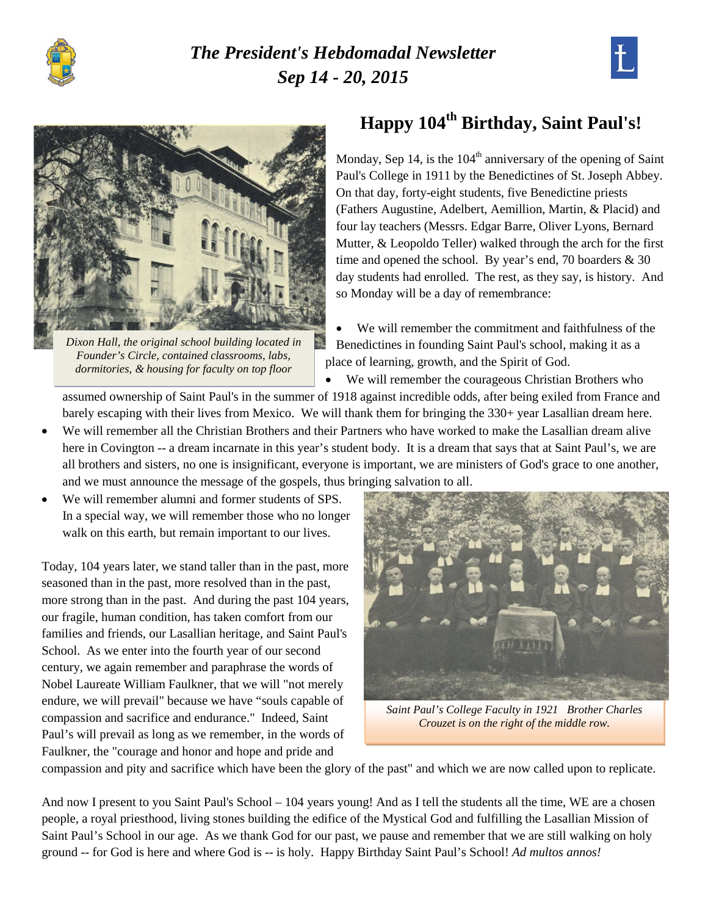# *The President's Hebdomadal Newsletter*
## *Sep 14 - 20, 2015*

## Happy 104th Birthday, Saint Paul's!

Monday, Sep 14, is the 104th anniversary of the opening of Saint Paul's College in 1911 by the Benedictines of St. Joseph Abbey. On that day, forty-eight students, five Benedictine priests (Fathers Augustine, Adelbert, Aemillion, Martin, & Placid) and four lay teachers (Messrs. Edgar Barre, Oliver Lyons, Bernard Mutter, & Leopoldo Teller) walked through the arch for the first time and opened the school. By year's end, 70 boarders & 30 day students had enrolled. The rest, as they say, is history. And so Monday will be a day of remembrance:

*Dixon Hall, the original school building located in Founder's Circle, contained classrooms, labs, dormitories, & housing for faculty on top floor*

- We will remember the commitment and faithfulness of the Benedictines in founding Saint Paul's school, making it as a place of learning, growth, and the Spirit of God.
- We will remember the courageous Christian Brothers who assumed ownership of Saint Paul's in the summer of 1918 against incredible odds, after being exiled from France and barely escaping with their lives from Mexico. We will thank them for bringing the 330+ year Lasallian dream here.
- We will remember all the Christian Brothers and their Partners who have worked to make the Lasallian dream alive here in Covington -- a dream incarnate in this year's student body. It is a dream that says that at Saint Paul's, we are all brothers and sisters, no one is insignificant, everyone is important, we are ministers of God's grace to one another, and we must announce the message of the gospels, thus bringing salvation to all.
- We will remember alumni and former students of SPS. In a special way, we will remember those who no longer walk on this earth, but remain important to our lives.

Today, 104 years later, we stand taller than in the past, more seasoned than in the past, more resolved than in the past, more strong than in the past. And during the past 104 years, our fragile, human condition, has taken comfort from our families and friends, our Lasallian heritage, and Saint Paul's School. As we enter into the fourth year of our second century, we again remember and paraphrase the words of Nobel Laureate William Faulkner, that we will "not merely endure, we will prevail" because we have "souls capable of compassion and sacrifice and endurance." Indeed, Saint Paul's will prevail as long as we remember, in the words of Faulkner, the "courage and honor and hope and pride and compassion and pity and sacrifice which have been the glory of the past" and which we are now called upon to replicate.

*Saint Paul's College Faculty in 1921 Brother Charles Crouzet is on the right of the middle row.*

And now I present to you Saint Paul's School – 104 years young! And as I tell the students all the time, WE are a chosen people, a royal priesthood, living stones building the edifice of the Mystical God and fulfilling the Lasallian Mission of Saint Paul's School in our age. As we thank God for our past, we pause and remember that we are still walking on holy ground -- for God is here and where God is -- is holy. Happy Birthday Saint Paul's School! *Ad multos annos!*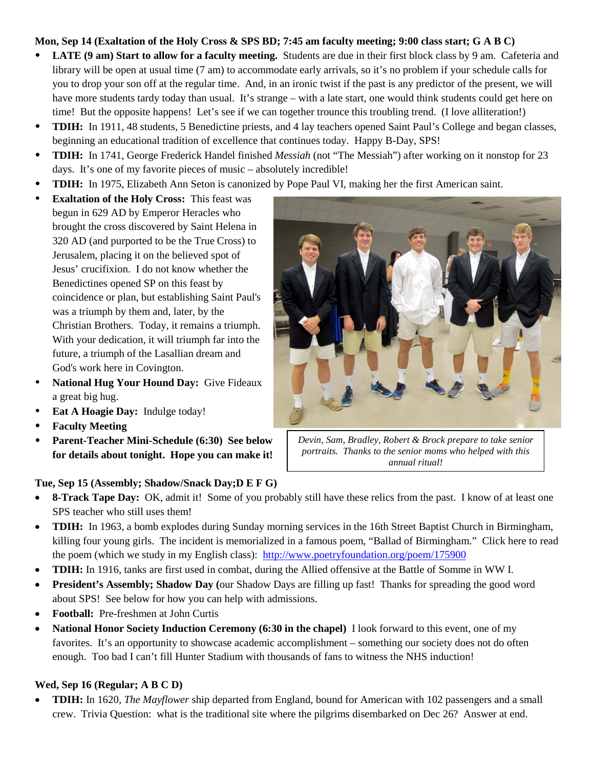**Mon, Sep 14 (Exaltation of the Holy Cross & SPS BD; 7:45 am faculty meeting; 9:00 class start; G A B C)**

- **LATE (9 am) Start to allow for a faculty meeting.** Students are due in their first block class by 9 am. Cafeteria and library will be open at usual time (7 am) to accommodate early arrivals, so it's no problem if your schedule calls for you to drop your son off at the regular time. And, in an ironic twist if the past is any predictor of the present, we will have more students tardy today than usual. It's strange – with a late start, one would think students could get here on time! But the opposite happens! Let's see if we can together trounce this troubling trend. (I love alliteration!)
- **TDIH:** In 1911, 48 students, 5 Benedictine priests, and 4 lay teachers opened Saint Paul's College and began classes, beginning an educational tradition of excellence that continues today. Happy B-Day, SPS!
- **TDIH:** In 1741, George Frederick Handel finished *Messiah* (not "The Messiah") after working on it nonstop for 23 days. It's one of my favorite pieces of music – absolutely incredible!
- **TDIH:** In 1975, Elizabeth Ann Seton is canonized by Pope Paul VI, making her the first American saint.
- **Exaltation of the Holy Cross:** This feast was begun in 629 AD by Emperor Heracles who brought the cross discovered by Saint Helena in 320 AD (and purported to be the True Cross) to Jerusalem, placing it on the believed spot of Jesus' crucifixion. I do not know whether the Benedictines opened SP on this feast by coincidence or plan, but establishing Saint Paul's was a triumph by them and, later, by the Christian Brothers. Today, it remains a triumph. With your dedication, it will triumph far into the future, a triumph of the Lasallian dream and God's work here in Covington.
- **National Hug Your Hound Day:** Give Fideaux a great big hug.
- **Eat A Hoagie Day:** Indulge today!
- **Faculty Meeting**
- **Parent-Teacher Mini-Schedule (6:30) See below for details about tonight. Hope you can make it!**

*Devin, Sam, Bradley, Robert & Brock prepare to take senior portraits. Thanks to the senior moms who helped with this annual ritual!*

**Tue, Sep 15 (Assembly; Shadow/Snack Day;D E F G)**

- **8-Track Tape Day:** OK, admit it! Some of you probably still have these relics from the past. I know of at least one SPS teacher who still uses them!
- **TDIH:** In 1963, a bomb explodes during Sunday morning services in the 16th Street Baptist Church in Birmingham, killing four young girls. The incident is memorialized in a famous poem, "Ballad of Birmingham." Click here to read the poem (which we study in my English class): http://www.poetryfoundation.org/poem/175900
- **TDIH:** In 1916, tanks are first used in combat, during the Allied offensive at the Battle of Somme in WW I.
- **President's Assembly; Shadow Day (**our Shadow Days are filling up fast! Thanks for spreading the good word about SPS! See below for how you can help with admissions.
- **Football:** Pre-freshmen at John Curtis
- **National Honor Society Induction Ceremony (6:30 in the chapel)** I look forward to this event, one of my favorites. It's an opportunity to showcase academic accomplishment – something our society does not do often enough. Too bad I can't fill Hunter Stadium with thousands of fans to witness the NHS induction!

**Wed, Sep 16 (Regular; A B C D)**

- **TDIH:** In 1620, *The Mayflower* ship departed from England, bound for American with 102 passengers and a small crew. Trivia Question: what is the traditional site where the pilgrims disembarked on Dec 26? Answer at end.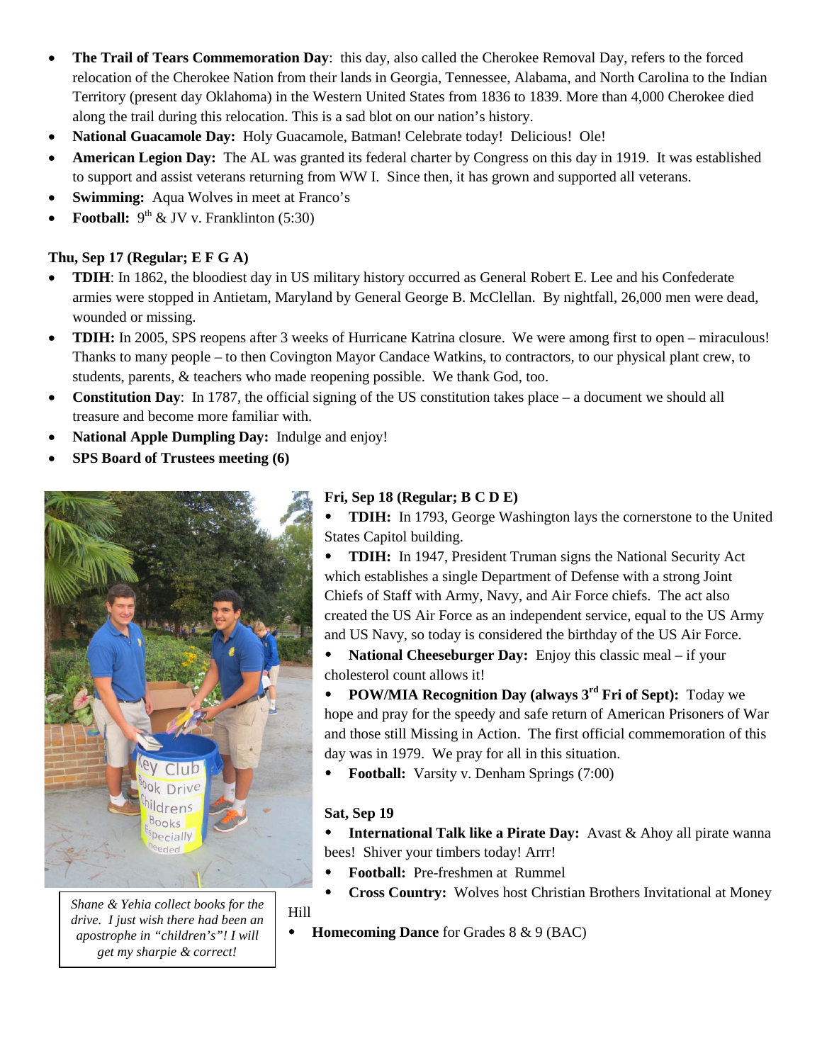- **The Trail of Tears Commemoration Day**: this day, also called the Cherokee Removal Day, refers to the forced relocation of the Cherokee Nation from their lands in Georgia, Tennessee, Alabama, and North Carolina to the Indian Territory (present day Oklahoma) in the Western United States from 1836 to 1839. More than 4,000 Cherokee died along the trail during this relocation. This is a sad blot on our nation's history.
- **National Guacamole Day:** Holy Guacamole, Batman! Celebrate today! Delicious! Ole!
- **American Legion Day:** The AL was granted its federal charter by Congress on this day in 1919. It was established to support and assist veterans returning from WW I. Since then, it has grown and supported all veterans.
- **Swimming:** Aqua Wolves in meet at Franco's
- **Football:** 9th & JV v. Franklinton (5:30)

**Thu, Sep 17 (Regular; E F G A)**

- **TDIH**: In 1862, the bloodiest day in US military history occurred as General Robert E. Lee and his Confederate armies were stopped in Antietam, Maryland by General George B. McClellan. By nightfall, 26,000 men were dead, wounded or missing.
- **TDIH:** In 2005, SPS reopens after 3 weeks of Hurricane Katrina closure. We were among first to open – miraculous! Thanks to many people – to then Covington Mayor Candace Watkins, to contractors, to our physical plant crew, to students, parents, & teachers who made reopening possible. We thank God, too.
- **Constitution Day**: In 1787, the official signing of the US constitution takes place – a document we should all treasure and become more familiar with.
- **National Apple Dumpling Day:** Indulge and enjoy!
- **SPS Board of Trustees meeting (6)**

*Shane & Yehia collect books for the drive. I just wish there had been an apostrophe in "children's"! I will get my sharpie & correct!*

**Fri, Sep 18 (Regular; B C D E)**

- **TDIH:** In 1793, George Washington lays the cornerstone to the United States Capitol building.
- **TDIH:** In 1947, President Truman signs the National Security Act which establishes a single Department of Defense with a strong Joint Chiefs of Staff with Army, Navy, and Air Force chiefs. The act also created the US Air Force as an independent service, equal to the US Army and US Navy, so today is considered the birthday of the US Air Force.
- **National Cheeseburger Day:** Enjoy this classic meal – if your cholesterol count allows it!
- **POW/MIA Recognition Day (always 3rd Fri of Sept):** Today we hope and pray for the speedy and safe return of American Prisoners of War and those still Missing in Action. The first official commemoration of this day was in 1979. We pray for all in this situation.
- **Football:** Varsity v. Denham Springs (7:00)

**Sat, Sep 19**

- **International Talk like a Pirate Day:** Avast & Ahoy all pirate wanna bees! Shiver your timbers today! Arrr!
- **Football:** Pre-freshmen at Rummel
- **Cross Country:** Wolves host Christian Brothers Invitational at Money Hill
- **Homecoming Dance** for Grades 8 & 9 (BAC)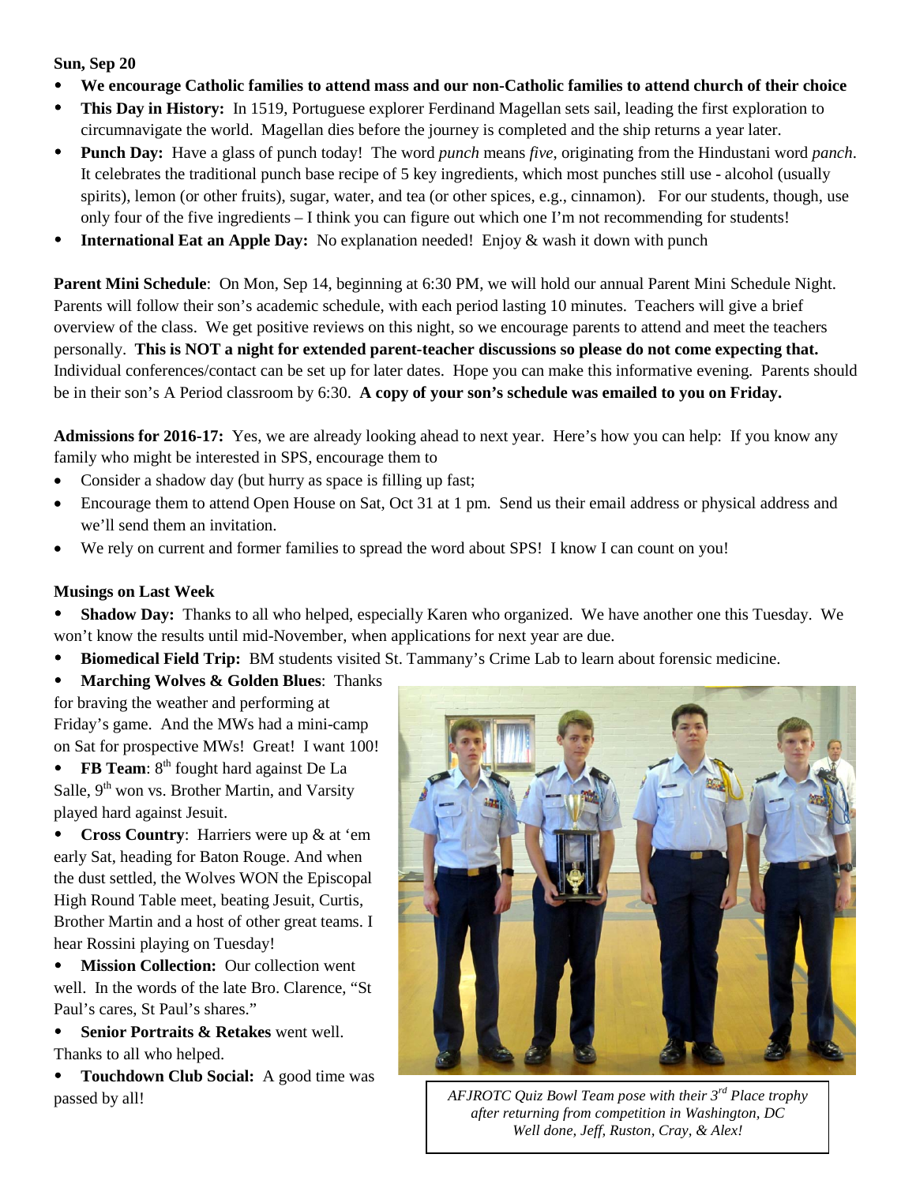**Sun, Sep 20**

- **We encourage Catholic families to attend mass and our non-Catholic families to attend church of their choice**
- **This Day in History:** In 1519, Portuguese explorer Ferdinand Magellan sets sail, leading the first exploration to circumnavigate the world. Magellan dies before the journey is completed and the ship returns a year later.
- **Punch Day:** Have a glass of punch today! The word *punch* means *five*, originating from the Hindustani word *panch*. It celebrates the traditional punch base recipe of 5 key ingredients, which most punches still use - alcohol (usually spirits), lemon (or other fruits), sugar, water, and tea (or other spices, e.g., cinnamon). For our students, though, use only four of the five ingredients – I think you can figure out which one I'm not recommending for students!
- **International Eat an Apple Day:** No explanation needed! Enjoy & wash it down with punch

**Parent Mini Schedule**: On Mon, Sep 14, beginning at 6:30 PM, we will hold our annual Parent Mini Schedule Night. Parents will follow their son's academic schedule, with each period lasting 10 minutes. Teachers will give a brief overview of the class. We get positive reviews on this night, so we encourage parents to attend and meet the teachers personally. **This is NOT a night for extended parent-teacher discussions so please do not come expecting that.** Individual conferences/contact can be set up for later dates. Hope you can make this informative evening. Parents should be in their son's A Period classroom by 6:30. **A copy of your son's schedule was emailed to you on Friday.**

**Admissions for 2016-17:** Yes, we are already looking ahead to next year. Here's how you can help: If you know any family who might be interested in SPS, encourage them to

- Consider a shadow day (but hurry as space is filling up fast;
- Encourage them to attend Open House on Sat, Oct 31 at 1 pm. Send us their email address or physical address and we'll send them an invitation.
- We rely on current and former families to spread the word about SPS! I know I can count on you!

**Musings on Last Week**

- **Shadow Day:** Thanks to all who helped, especially Karen who organized. We have another one this Tuesday. We won't know the results until mid-November, when applications for next year are due.
- **Biomedical Field Trip:** BM students visited St. Tammany's Crime Lab to learn about forensic medicine.
- **Marching Wolves & Golden Blues**: Thanks for braving the weather and performing at Friday's game. And the MWs had a mini-camp on Sat for prospective MWs! Great! I want 100!
- **FB Team**: 8th fought hard against De La Salle, 9th won vs. Brother Martin, and Varsity played hard against Jesuit.
- **Cross Country**: Harriers were up & at 'em early Sat, heading for Baton Rouge. And when the dust settled, the Wolves WON the Episcopal High Round Table meet, beating Jesuit, Curtis, Brother Martin and a host of other great teams. I hear Rossini playing on Tuesday!
- **Mission Collection:** Our collection went well. In the words of the late Bro. Clarence, "St Paul's cares, St Paul's shares."
- **Senior Portraits & Retakes** went well. Thanks to all who helped.
- **Touchdown Club Social:** A good time was passed by all!

*AFJROTC Quiz Bowl Team pose with their 3rd Place trophy after returning from competition in Washington, DC Well done, Jeff, Ruston, Cray, & Alex!*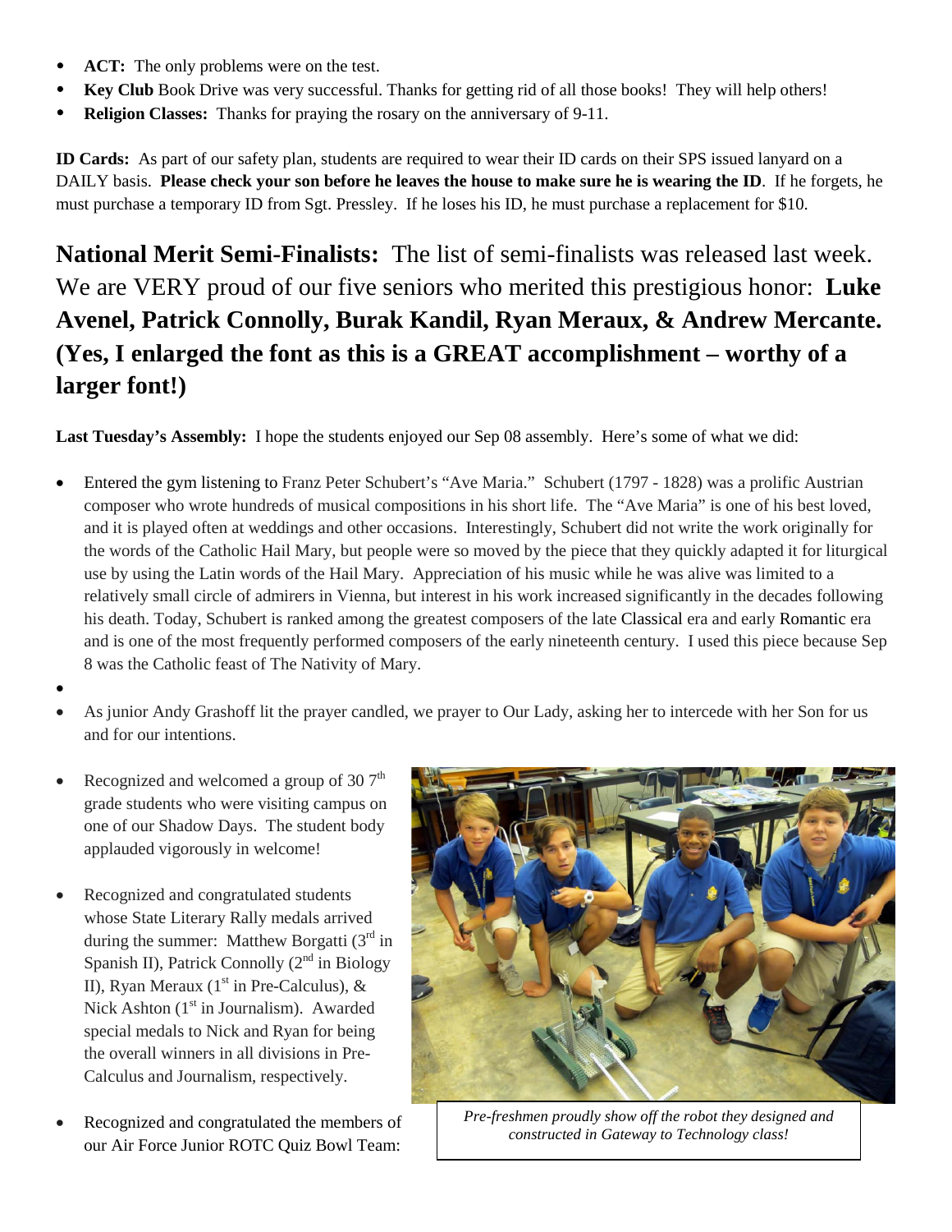- **ACT:** The only problems were on the test.
- **Key Club** Book Drive was very successful. Thanks for getting rid of all those books! They will help others!
- **Religion Classes:** Thanks for praying the rosary on the anniversary of 9-11.

**ID Cards:** As part of our safety plan, students are required to wear their ID cards on their SPS issued lanyard on a DAILY basis. **Please check your son before he leaves the house to make sure he is wearing the ID**. If he forgets, he must purchase a temporary ID from Sgt. Pressley. If he loses his ID, he must purchase a replacement for $10.

**National Merit Semi-Finalists:** The list of semi-finalists was released last week. We are VERY proud of our five seniors who merited this prestigious honor: **Luke Avenel, Patrick Connolly, Burak Kandil, Ryan Meraux, & Andrew Mercante. (Yes, I enlarged the font as this is a GREAT accomplishment – worthy of a larger font!)**

**Last Tuesday's Assembly:** I hope the students enjoyed our Sep 08 assembly. Here's some of what we did:

- Entered the gym listening to Franz Peter Schubert's "Ave Maria." Schubert (1797 - 1828) was a prolific Austrian composer who wrote hundreds of musical compositions in his short life. The "Ave Maria" is one of his best loved, and it is played often at weddings and other occasions. Interestingly, Schubert did not write the work originally for the words of the Catholic Hail Mary, but people were so moved by the piece that they quickly adapted it for liturgical use by using the Latin words of the Hail Mary. Appreciation of his music while he was alive was limited to a relatively small circle of admirers in Vienna, but interest in his work increased significantly in the decades following his death. Today, Schubert is ranked among the greatest composers of the late Classical era and early Romantic era and is one of the most frequently performed composers of the early nineteenth century. I used this piece because Sep 8 was the Catholic feast of The Nativity of Mary.
- As junior Andy Grashoff lit the prayer candled, we prayer to Our Lady, asking her to intercede with her Son for us and for our intentions.
- Recognized and welcomed a group of 30 7th grade students who were visiting campus on one of our Shadow Days. The student body applauded vigorously in welcome!
- Recognized and congratulated students whose State Literary Rally medals arrived during the summer: Matthew Borgatti (3rd in Spanish II), Patrick Connolly (2nd in Biology II), Ryan Meraux (1st in Pre-Calculus), & Nick Ashton (1st in Journalism). Awarded special medals to Nick and Ryan for being the overall winners in all divisions in Pre-Calculus and Journalism, respectively.
- Recognized and congratulated the members of our Air Force Junior ROTC Quiz Bowl Team:

*Pre-freshmen proudly show off the robot they designed and constructed in Gateway to Technology class!*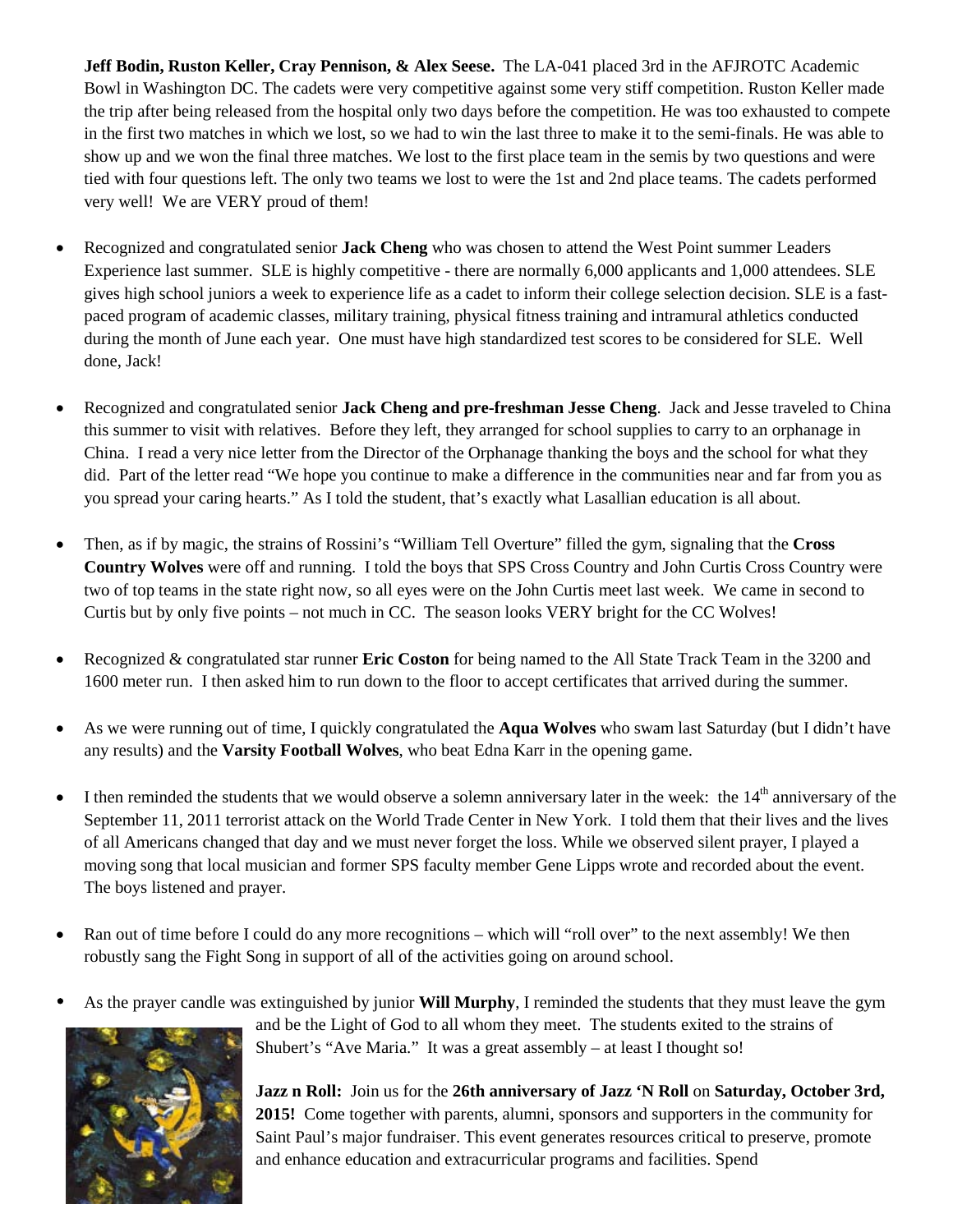**Jeff Bodin, Ruston Keller, Cray Pennison, & Alex Seese.** The LA-041 placed 3rd in the AFJROTC Academic Bowl in Washington DC. The cadets were very competitive against some very stiff competition. Ruston Keller made the trip after being released from the hospital only two days before the competition. He was too exhausted to compete in the first two matches in which we lost, so we had to win the last three to make it to the semi-finals. He was able to show up and we won the final three matches. We lost to the first place team in the semis by two questions and were tied with four questions left. The only two teams we lost to were the 1st and 2nd place teams. The cadets performed very well! We are VERY proud of them!

- Recognized and congratulated senior **Jack Cheng** who was chosen to attend the West Point summer Leaders Experience last summer. SLE is highly competitive - there are normally 6,000 applicants and 1,000 attendees. SLE gives high school juniors a week to experience life as a cadet to inform their college selection decision. SLE is a fast-paced program of academic classes, military training, physical fitness training and intramural athletics conducted during the month of June each year. One must have high standardized test scores to be considered for SLE. Well done, Jack!

- Recognized and congratulated senior **Jack Cheng and pre-freshman Jesse Cheng**. Jack and Jesse traveled to China this summer to visit with relatives. Before they left, they arranged for school supplies to carry to an orphanage in China. I read a very nice letter from the Director of the Orphanage thanking the boys and the school for what they did. Part of the letter read "We hope you continue to make a difference in the communities near and far from you as you spread your caring hearts." As I told the student, that's exactly what Lasallian education is all about.

- Then, as if by magic, the strains of Rossini's "William Tell Overture" filled the gym, signaling that the **Cross Country Wolves** were off and running. I told the boys that SPS Cross Country and John Curtis Cross Country were two of top teams in the state right now, so all eyes were on the John Curtis meet last week. We came in second to Curtis but by only five points – not much in CC. The season looks VERY bright for the CC Wolves!

- Recognized & congratulated star runner **Eric Coston** for being named to the All State Track Team in the 3200 and 1600 meter run. I then asked him to run down to the floor to accept certificates that arrived during the summer.

- As we were running out of time, I quickly congratulated the **Aqua Wolves** who swam last Saturday (but I didn't have any results) and the **Varsity Football Wolves**, who beat Edna Karr in the opening game.

- I then reminded the students that we would observe a solemn anniversary later in the week: the 14th anniversary of the September 11, 2011 terrorist attack on the World Trade Center in New York. I told them that their lives and the lives of all Americans changed that day and we must never forget the loss. While we observed silent prayer, I played a moving song that local musician and former SPS faculty member Gene Lipps wrote and recorded about the event. The boys listened and prayer.

- Ran out of time before I could do any more recognitions – which will "roll over" to the next assembly! We then robustly sang the Fight Song in support of all of the activities going on around school.

- As the prayer candle was extinguished by junior **Will Murphy**, I reminded the students that they must leave the gym and be the Light of God to all whom they meet. The students exited to the strains of Shubert's "Ave Maria." It was a great assembly – at least I thought so!

**Jazz n Roll:** Join us for the **26th anniversary of Jazz 'N Roll** on **Saturday, October 3rd, 2015!** Come together with parents, alumni, sponsors and supporters in the community for Saint Paul's major fundraiser. This event generates resources critical to preserve, promote and enhance education and extracurricular programs and facilities. Spend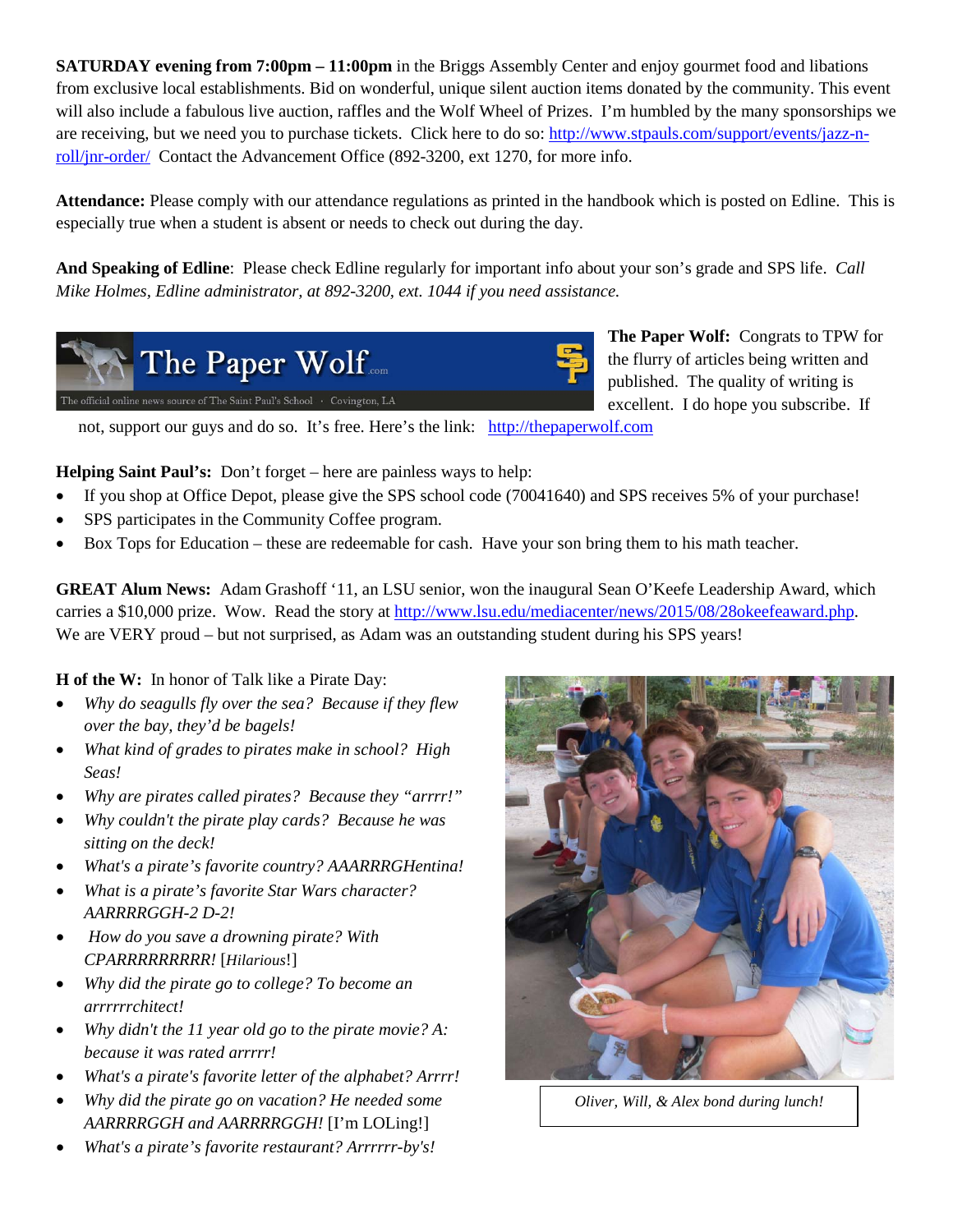**SATURDAY evening from 7:00pm – 11:00pm** in the Briggs Assembly Center and enjoy gourmet food and libations from exclusive local establishments. Bid on wonderful, unique silent auction items donated by the community. This event will also include a fabulous live auction, raffles and the Wolf Wheel of Prizes. I'm humbled by the many sponsorships we are receiving, but we need you to purchase tickets. Click here to do so: http://www.stpauls.com/support/events/jazz-n-roll/jnr-order/ Contact the Advancement Office (892-3200, ext 1270, for more info.

**Attendance:** Please comply with our attendance regulations as printed in the handbook which is posted on Edline. This is especially true when a student is absent or needs to check out during the day.

**And Speaking of Edline**: Please check Edline regularly for important info about your son's grade and SPS life. *Call Mike Holmes, Edline administrator, at 892-3200, ext. 1044 if you need assistance.*

**The Paper Wolf:** Congrats to TPW for the flurry of articles being written and published. The quality of writing is excellent. I do hope you subscribe. If not, support our guys and do so. It's free. Here's the link: http://thepaperwolf.com

**Helping Saint Paul's:** Don't forget – here are painless ways to help:

- If you shop at Office Depot, please give the SPS school code (70041640) and SPS receives 5% of your purchase!
- SPS participates in the Community Coffee program.
- Box Tops for Education – these are redeemable for cash. Have your son bring them to his math teacher.

**GREAT Alum News:** Adam Grashoff '11, an LSU senior, won the inaugural Sean O'Keefe Leadership Award, which carries a $10,000 prize. Wow. Read the story at http://www.lsu.edu/mediacenter/news/2015/08/28okeefeaward.php. We are VERY proud – but not surprised, as Adam was an outstanding student during his SPS years!

**H of the W:** In honor of Talk like a Pirate Day:

- *Why do seagulls fly over the sea? Because if they flew over the bay, they'd be bagels!*
- *What kind of grades to pirates make in school? High Seas!*
- *Why are pirates called pirates? Because they "arrrr!"*
- *Why couldn't the pirate play cards? Because he was sitting on the deck!*
- *What's a pirate's favorite country? AAARRRGHentina!*
- *What is a pirate's favorite Star Wars character? AARRRRGGH-2 D-2!*
- *How do you save a drowning pirate? With CPARRRRRRRRR!* [*Hilarious*!]
- *Why did the pirate go to college? To become an arrrrrrchitect!*
- *Why didn't the 11 year old go to the pirate movie? A: because it was rated arrrrr!*
- *What's a pirate's favorite letter of the alphabet? Arrrr!*
- *Why did the pirate go on vacation? He needed some AARRRRGGH and AARRRRGGH!* [I'm LOLing!]
- *What's a pirate's favorite restaurant? Arrrrrr-by's!*

*Oliver, Will, & Alex bond during lunch!*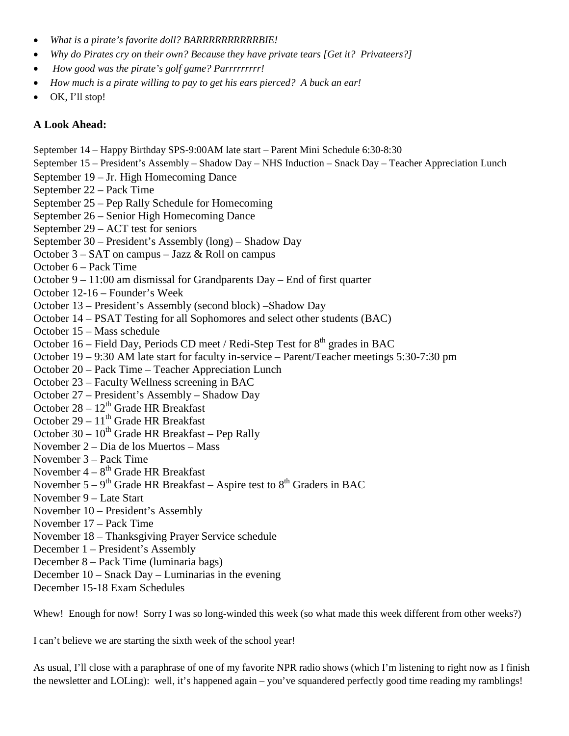- *What is a pirate's favorite doll? BARRRRRRRRRRBIE!*
- *Why do Pirates cry on their own? Because they have private tears [Get it? Privateers?]*
- *How good was the pirate's golf game? Parrrrrrrrr!*
- *How much is a pirate willing to pay to get his ears pierced? A buck an ear!*
- OK, I'll stop!

### A Look Ahead:

September 14 – Happy Birthday SPS-9:00AM late start – Parent Mini Schedule 6:30-8:30
September 15 – President's Assembly – Shadow Day – NHS Induction – Snack Day – Teacher Appreciation Lunch
September 19 – Jr. High Homecoming Dance
September 22 – Pack Time
September 25 – Pep Rally Schedule for Homecoming
September 26 – Senior High Homecoming Dance
September 29 – ACT test for seniors
September 30 – President's Assembly (long) – Shadow Day
October 3 – SAT on campus – Jazz & Roll on campus
October 6 – Pack Time
October 9 – 11:00 am dismissal for Grandparents Day – End of first quarter
October 12-16 – Founder's Week
October 13 – President's Assembly (second block) –Shadow Day
October 14 – PSAT Testing for all Sophomores and select other students (BAC)
October 15 – Mass schedule
October 16 – Field Day, Periods CD meet / Redi-Step Test for 8th grades in BAC
October 19 – 9:30 AM late start for faculty in-service – Parent/Teacher meetings 5:30-7:30 pm
October 20 – Pack Time – Teacher Appreciation Lunch
October 23 – Faculty Wellness screening in BAC
October 27 – President's Assembly – Shadow Day
October 28 – 12th Grade HR Breakfast
October 29 – 11th Grade HR Breakfast
October 30 – 10th Grade HR Breakfast – Pep Rally
November 2 – Dia de los Muertos – Mass
November 3 – Pack Time
November 4 – 8th Grade HR Breakfast
November 5 – 9th Grade HR Breakfast – Aspire test to 8th Graders in BAC
November 9 – Late Start
November 10 – President's Assembly
November 17 – Pack Time
November 18 – Thanksgiving Prayer Service schedule
December 1 – President's Assembly
December 8 – Pack Time (luminaria bags)
December 10 – Snack Day – Luminarias in the evening
December 15-18 Exam Schedules

Whew! Enough for now! Sorry I was so long-winded this week (so what made this week different from other weeks?)

I can't believe we are starting the sixth week of the school year!

As usual, I'll close with a paraphrase of one of my favorite NPR radio shows (which I'm listening to right now as I finish the newsletter and LOLing): well, it's happened again – you've squandered perfectly good time reading my ramblings!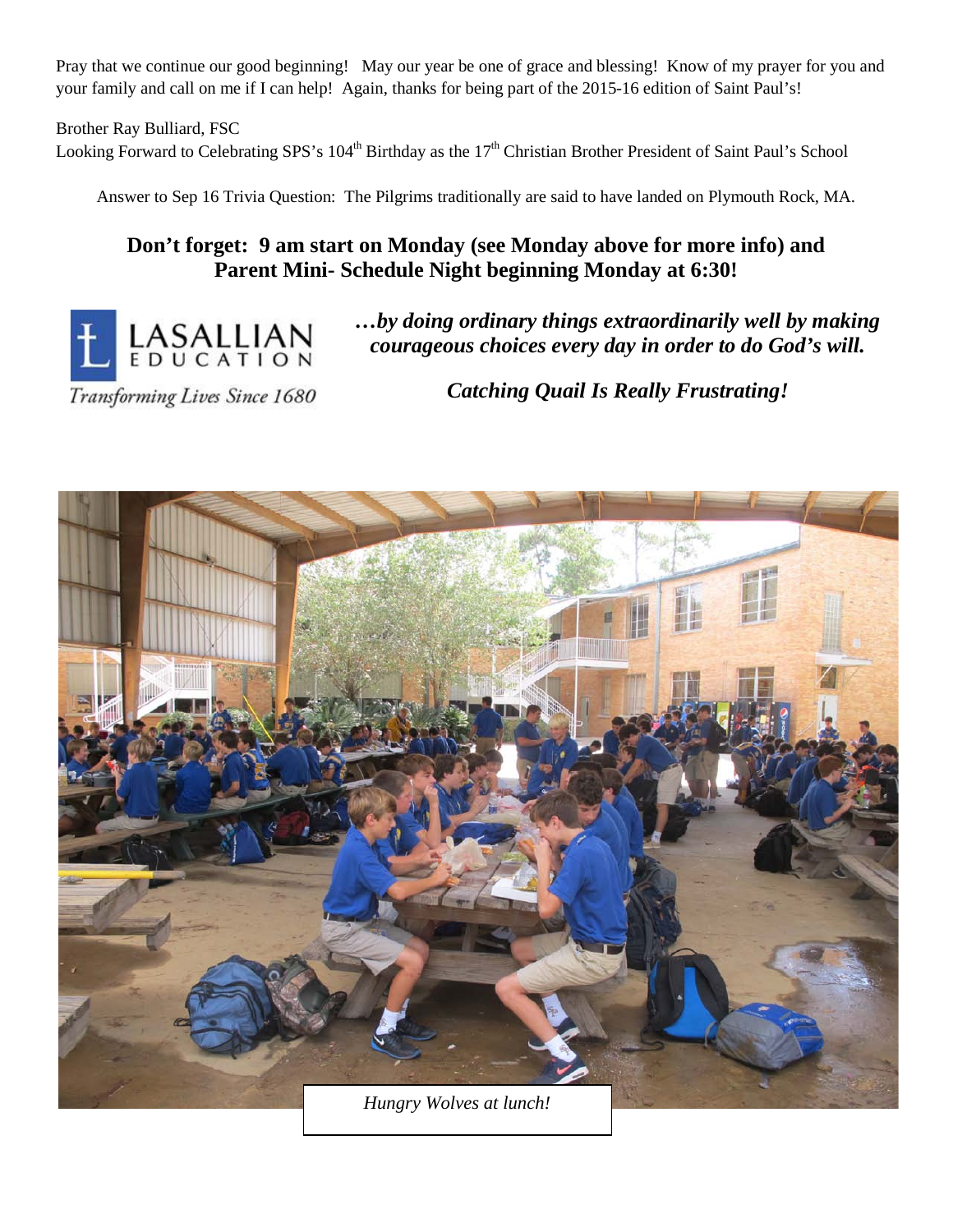Pray that we continue our good beginning! May our year be one of grace and blessing! Know of my prayer for you and your family and call on me if I can help! Again, thanks for being part of the 2015-16 edition of Saint Paul's!

Brother Ray Bulliard, FSC
Looking Forward to Celebrating SPS's 104th Birthday as the 17th Christian Brother President of Saint Paul's School

Answer to Sep 16 Trivia Question: The Pilgrims traditionally are said to have landed on Plymouth Rock, MA.

**Don't forget: 9 am start on Monday (see Monday above for more info) and Parent Mini- Schedule Night beginning Monday at 6:30!**

LASALLIAN EDUCATION
*Transforming Lives Since 1680*

***…by doing ordinary things extraordinarily well by making courageous choices every day in order to do God's will.***

***Catching Quail Is Really Frustrating!***

*Hungry Wolves at lunch!*